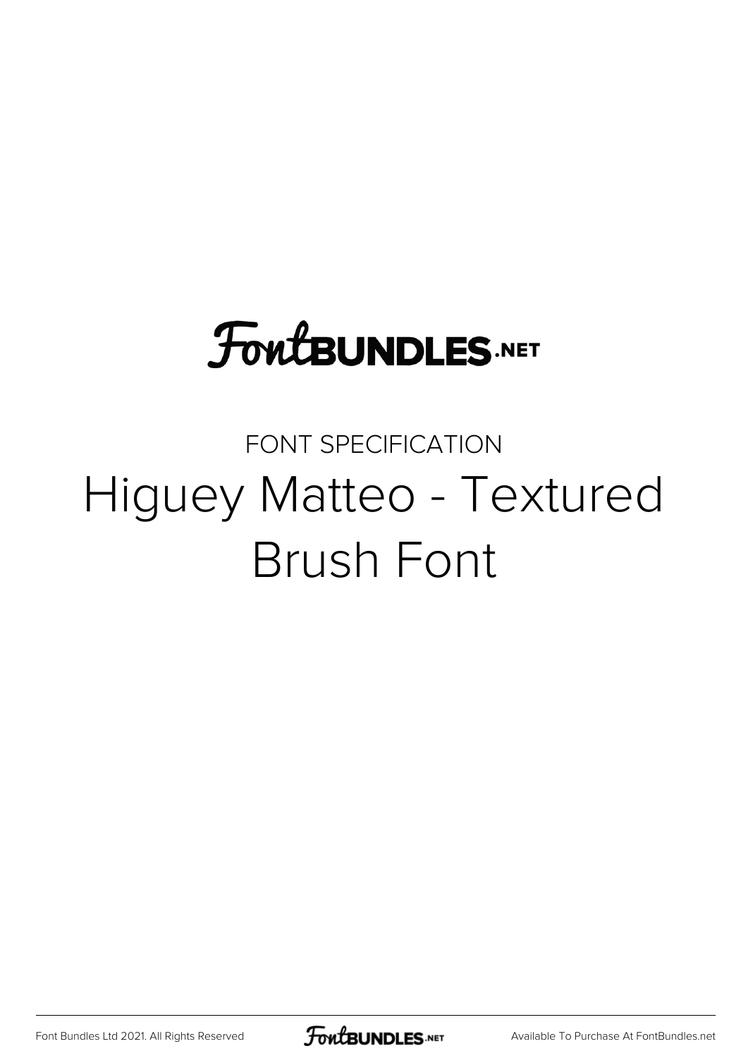FontBUNDLES.NET

FONT SPECIFICATION

# Higuey Matteo - Textured Brush Font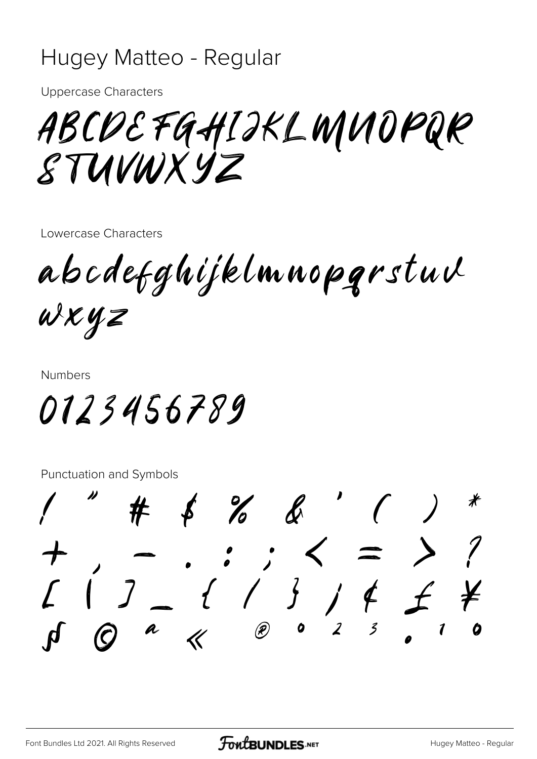# Hugey Matteo - Regular

Uppercase Characters

ABCDEFGHIJKLMNOPQR
STUVWXYZ

Lowercase Characters

abcdefghijklmnopqrstuv
wxyz

Numbers

0123456789

Punctuation and Symbols

! " # $ % & ' ( ) *
+ , - . : ; < = > ?
[ | ] _ { / } ¡ ¢ £ ¥
ƒ © ª « ® ° ² ³ ¸ ¹ º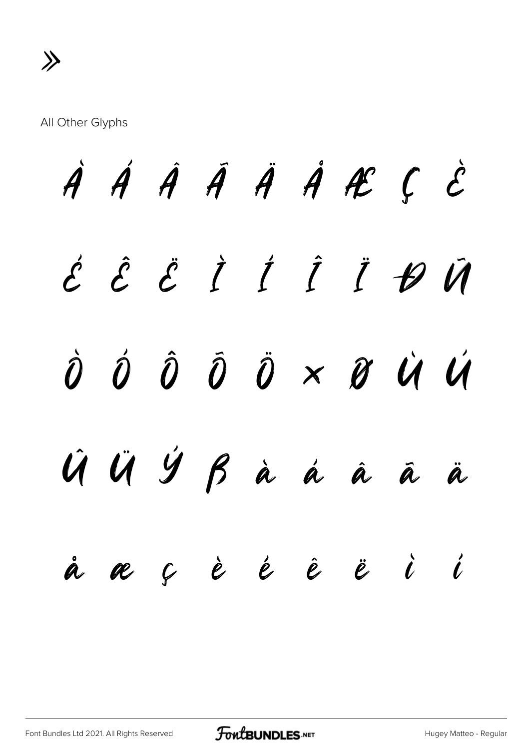»

All Other Glyphs

À Á Â Ã Ä Å Æ Ç È

É Ê Ë Ì Í Î Ï Ð Ñ

Ò Ó Ô Õ Ö × Ø Ù Ú

Û Ü Ý ß à á â ã ä

å æ ç è é ê ë ì í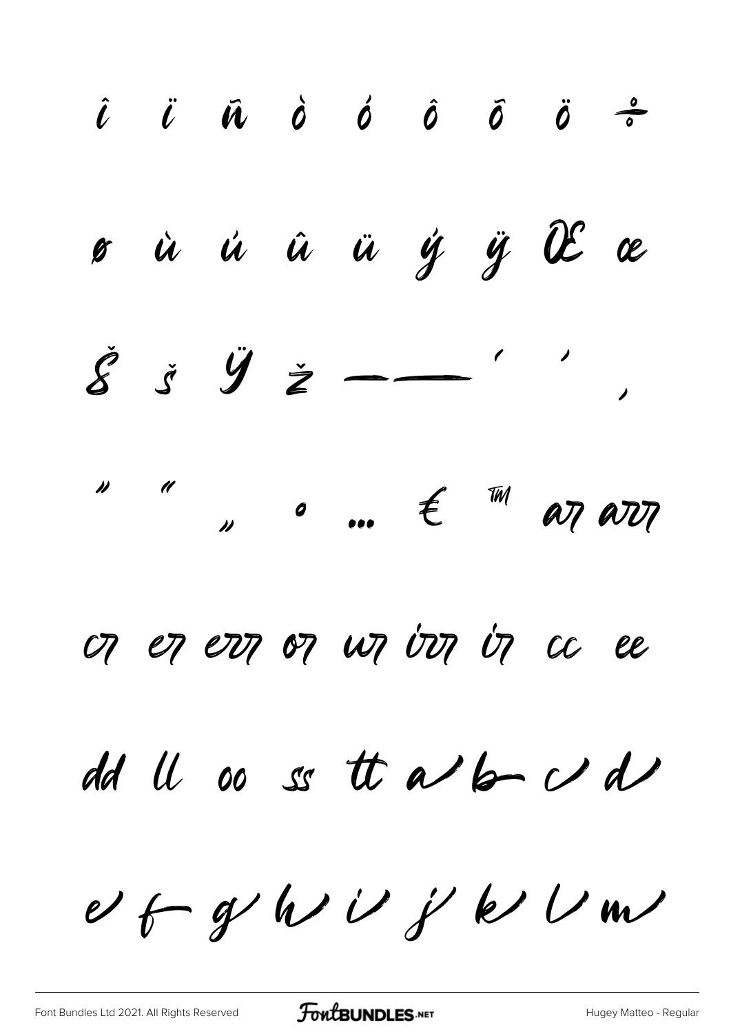î ï ñ ò ó ô õ ö ÷

ø ù ú û ü ý ÿ Œ œ

Š š Ÿ ž – — ' ' ‚

" " „ • … € ™ ar arr

or er err or ur ír ír cc ee

dd ll oo ss tt a b c d

e f g h i j k l m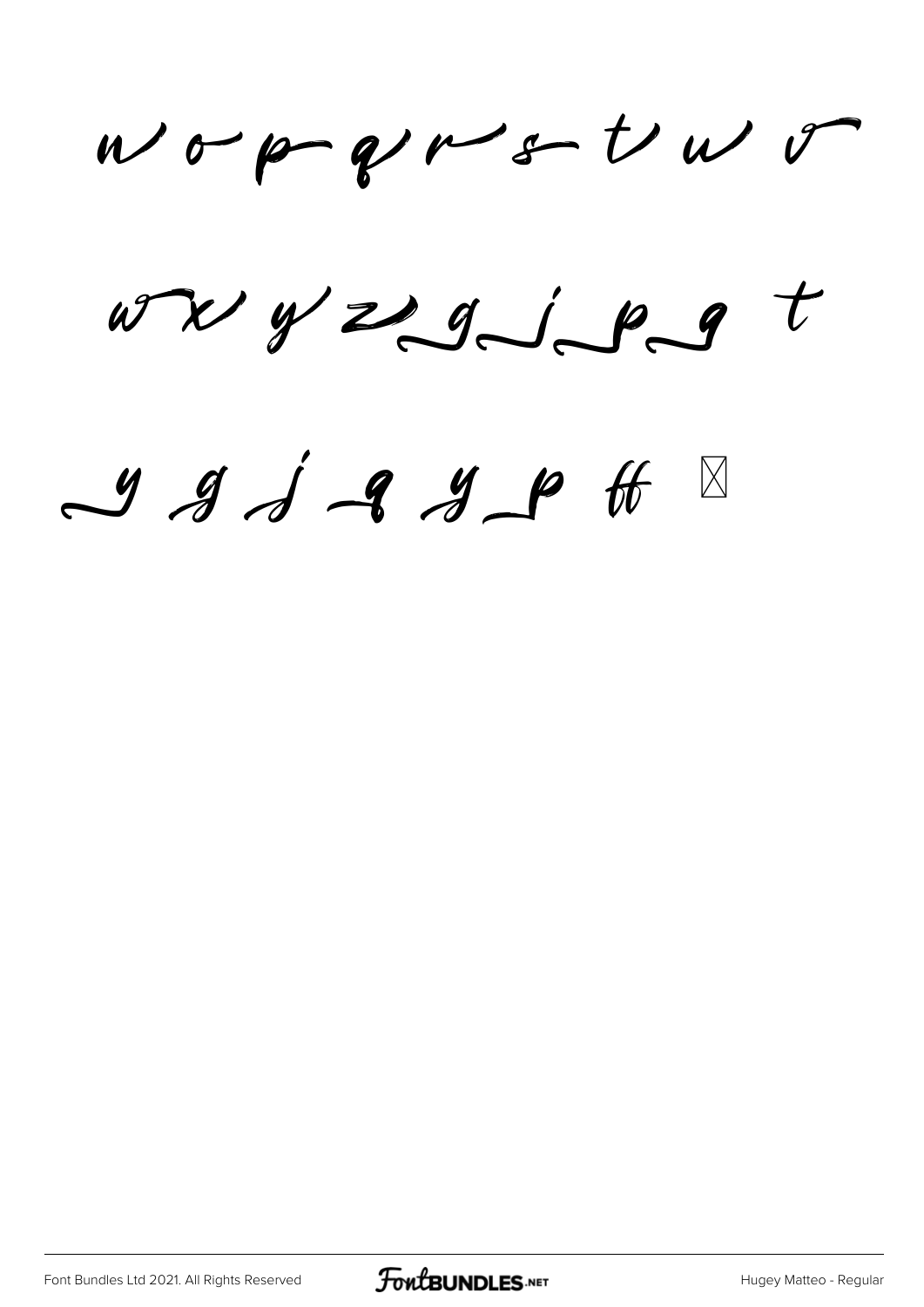n o p q r s t u v

w x y z g j p q t

y g j q y p ff